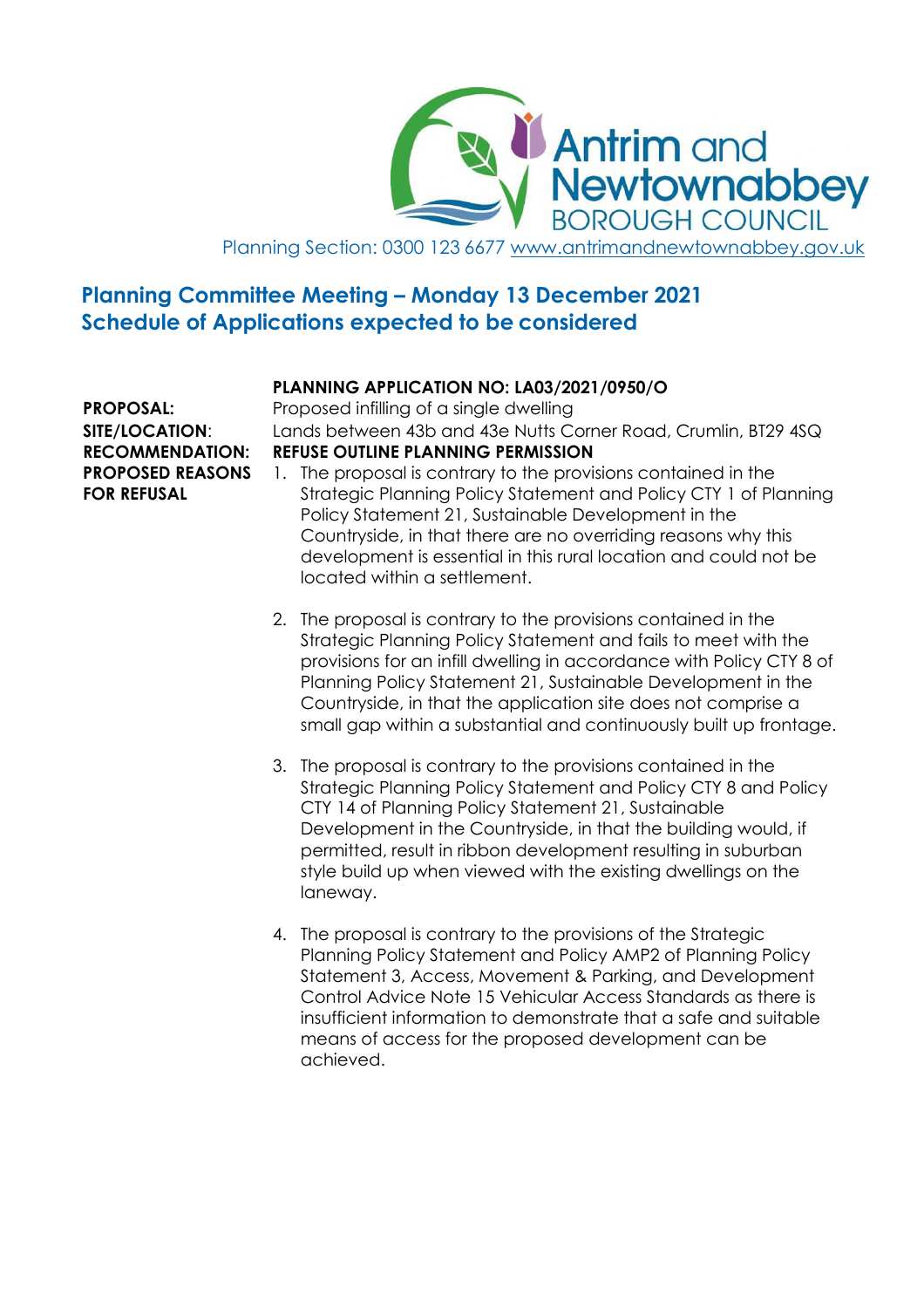Antrim and Newtownabbey BOROUGH COUNCIL

Planning Section: 0300 123 6677 www.antrimandnewtownabbey.gov.uk

## Planning Committee Meeting – Monday 13 December 2021
## Schedule of Applications expected to be considered

**PLANNING APPLICATION NO: LA03/2021/0950/O**

**PROPOSAL:** Proposed infilling of a single dwelling

**SITE/LOCATION:** Lands between 43b and 43e Nutts Corner Road, Crumlin, BT29 4SQ

**RECOMMENDATION:** **REFUSE OUTLINE PLANNING PERMISSION**

**PROPOSED REASONS FOR REFUSAL**

1. The proposal is contrary to the provisions contained in the Strategic Planning Policy Statement and Policy CTY 1 of Planning Policy Statement 21, Sustainable Development in the Countryside, in that there are no overriding reasons why this development is essential in this rural location and could not be located within a settlement.

2. The proposal is contrary to the provisions contained in the Strategic Planning Policy Statement and fails to meet with the provisions for an infill dwelling in accordance with Policy CTY 8 of Planning Policy Statement 21, Sustainable Development in the Countryside, in that the application site does not comprise a small gap within a substantial and continuously built up frontage.

3. The proposal is contrary to the provisions contained in the Strategic Planning Policy Statement and Policy CTY 8 and Policy CTY 14 of Planning Policy Statement 21, Sustainable Development in the Countryside, in that the building would, if permitted, result in ribbon development resulting in suburban style build up when viewed with the existing dwellings on the laneway.

4. The proposal is contrary to the provisions of the Strategic Planning Policy Statement and Policy AMP2 of Planning Policy Statement 3, Access, Movement & Parking, and Development Control Advice Note 15 Vehicular Access Standards as there is insufficient information to demonstrate that a safe and suitable means of access for the proposed development can be achieved.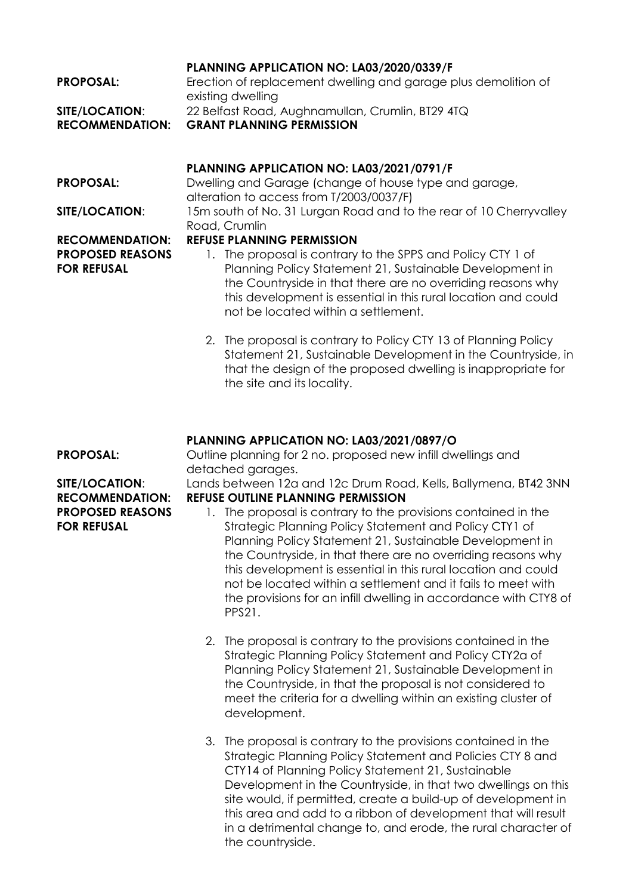**PLANNING APPLICATION NO: LA03/2020/0339/F**

**PROPOSAL:** Erection of replacement dwelling and garage plus demolition of existing dwelling

**SITE/LOCATION**: 22 Belfast Road, Aughnamullan, Crumlin, BT29 4TQ

**RECOMMENDATION:** **GRANT PLANNING PERMISSION**

**PLANNING APPLICATION NO: LA03/2021/0791/F**

**PROPOSAL:** Dwelling and Garage (change of house type and garage, alteration to access from T/2003/0037/F)

**SITE/LOCATION**: 15m south of No. 31 Lurgan Road and to the rear of 10 Cherryvalley Road, Crumlin

**RECOMMENDATION:** **REFUSE PLANNING PERMISSION**

**PROPOSED REASONS FOR REFUSAL**

1. The proposal is contrary to the SPPS and Policy CTY 1 of Planning Policy Statement 21, Sustainable Development in the Countryside in that there are no overriding reasons why this development is essential in this rural location and could not be located within a settlement.

2. The proposal is contrary to Policy CTY 13 of Planning Policy Statement 21, Sustainable Development in the Countryside, in that the design of the proposed dwelling is inappropriate for the site and its locality.

**PLANNING APPLICATION NO: LA03/2021/0897/O**

**PROPOSAL:** Outline planning for 2 no. proposed new infill dwellings and detached garages.

**SITE/LOCATION**: Lands between 12a and 12c Drum Road, Kells, Ballymena, BT42 3NN

**RECOMMENDATION:** **REFUSE OUTLINE PLANNING PERMISSION**

**PROPOSED REASONS FOR REFUSAL**

1. The proposal is contrary to the provisions contained in the Strategic Planning Policy Statement and Policy CTY1 of Planning Policy Statement 21, Sustainable Development in the Countryside, in that there are no overriding reasons why this development is essential in this rural location and could not be located within a settlement and it fails to meet with the provisions for an infill dwelling in accordance with CTY8 of PPS21.

2. The proposal is contrary to the provisions contained in the Strategic Planning Policy Statement and Policy CTY2a of Planning Policy Statement 21, Sustainable Development in the Countryside, in that the proposal is not considered to meet the criteria for a dwelling within an existing cluster of development.

3. The proposal is contrary to the provisions contained in the Strategic Planning Policy Statement and Policies CTY 8 and CTY14 of Planning Policy Statement 21, Sustainable Development in the Countryside, in that two dwellings on this site would, if permitted, create a build-up of development in this area and add to a ribbon of development that will result in a detrimental change to, and erode, the rural character of the countryside.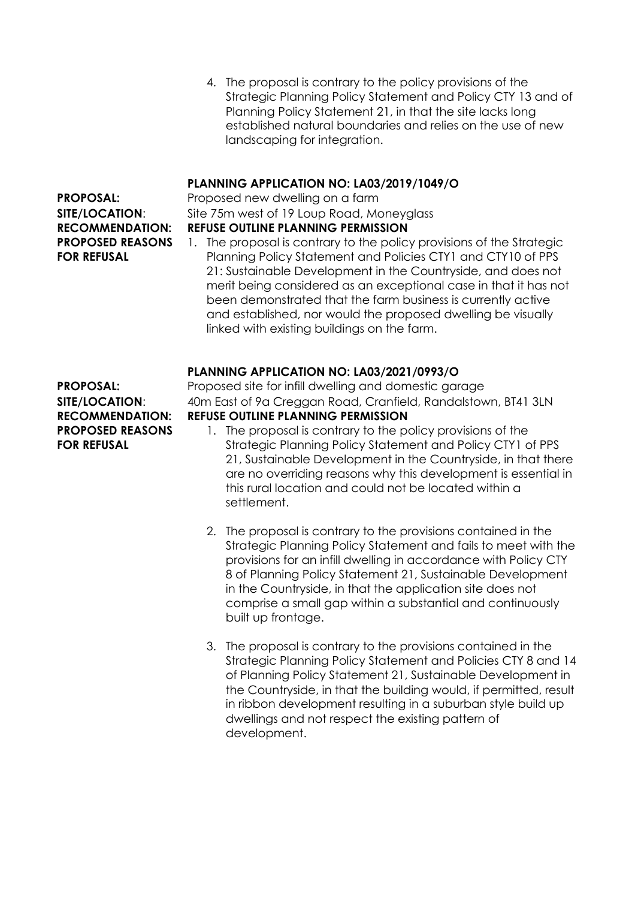4. The proposal is contrary to the policy provisions of the Strategic Planning Policy Statement and Policy CTY 13 and of Planning Policy Statement 21, in that the site lacks long established natural boundaries and relies on the use of new landscaping for integration.

**PLANNING APPLICATION NO: LA03/2019/1049/O**

**PROPOSAL:** Proposed new dwelling on a farm

**SITE/LOCATION**: Site 75m west of 19 Loup Road, Moneyglass

**RECOMMENDATION:** **REFUSE OUTLINE PLANNING PERMISSION**

**PROPOSED REASONS FOR REFUSAL**

1. The proposal is contrary to the policy provisions of the Strategic Planning Policy Statement and Policies CTY1 and CTY10 of PPS 21: Sustainable Development in the Countryside, and does not merit being considered as an exceptional case in that it has not been demonstrated that the farm business is currently active and established, nor would the proposed dwelling be visually linked with existing buildings on the farm.

**PLANNING APPLICATION NO: LA03/2021/0993/O**

**PROPOSAL:** Proposed site for infill dwelling and domestic garage

**SITE/LOCATION**: 40m East of 9a Creggan Road, Cranfield, Randalstown, BT41 3LN

**RECOMMENDATION:** **REFUSE OUTLINE PLANNING PERMISSION**

**PROPOSED REASONS FOR REFUSAL**

1. The proposal is contrary to the policy provisions of the Strategic Planning Policy Statement and Policy CTY1 of PPS 21, Sustainable Development in the Countryside, in that there are no overriding reasons why this development is essential in this rural location and could not be located within a settlement.

2. The proposal is contrary to the provisions contained in the Strategic Planning Policy Statement and fails to meet with the provisions for an infill dwelling in accordance with Policy CTY 8 of Planning Policy Statement 21, Sustainable Development in the Countryside, in that the application site does not comprise a small gap within a substantial and continuously built up frontage.

3. The proposal is contrary to the provisions contained in the Strategic Planning Policy Statement and Policies CTY 8 and 14 of Planning Policy Statement 21, Sustainable Development in the Countryside, in that the building would, if permitted, result in ribbon development resulting in a suburban style build up dwellings and not respect the existing pattern of development.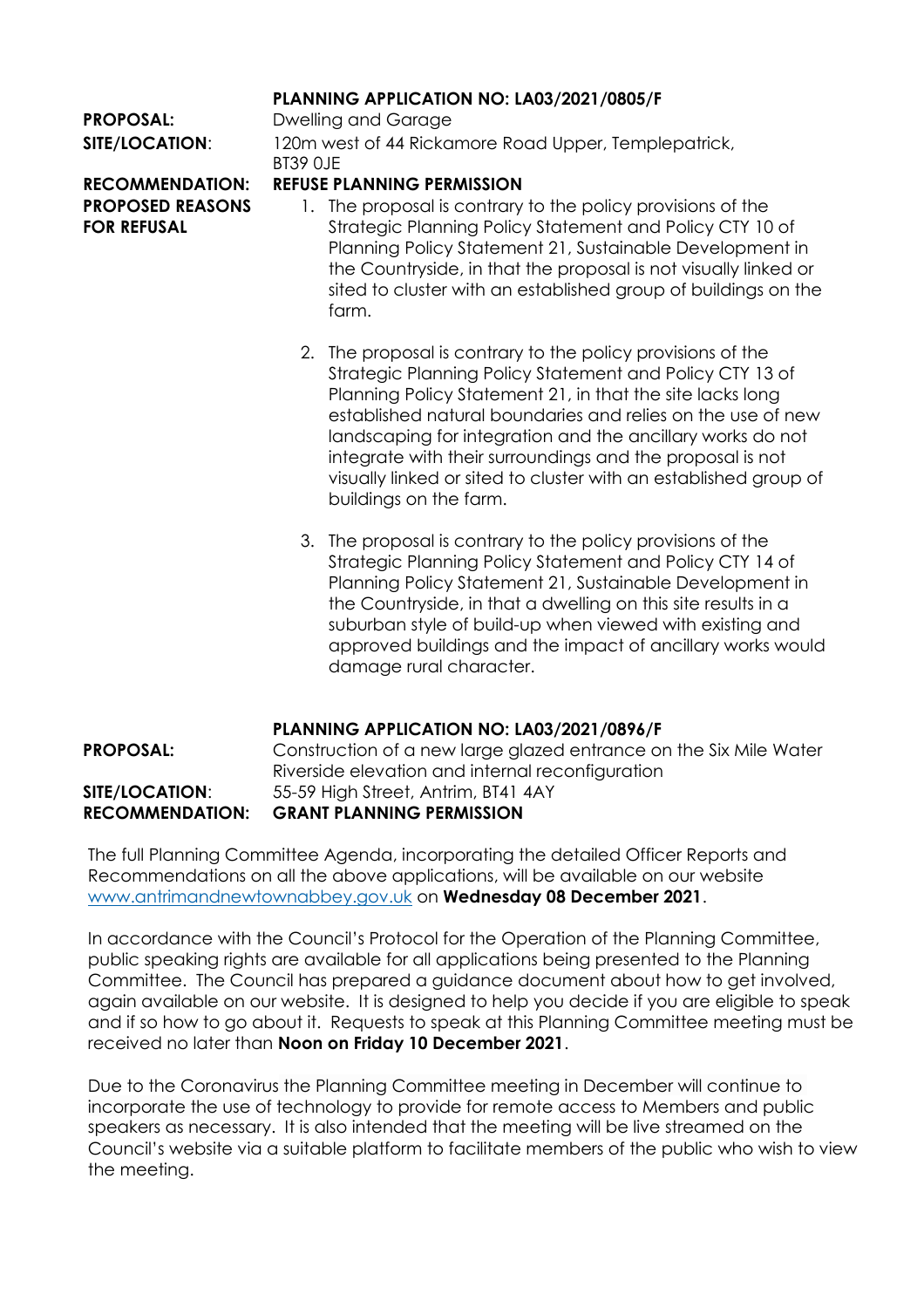**PLANNING APPLICATION NO: LA03/2021/0805/F**

**PROPOSAL:** Dwelling and Garage

**SITE/LOCATION:** 120m west of 44 Rickamore Road Upper, Templepatrick, BT39 0JE

**RECOMMENDATION:** **REFUSE PLANNING PERMISSION**

**PROPOSED REASONS FOR REFUSAL**

1. The proposal is contrary to the policy provisions of the Strategic Planning Policy Statement and Policy CTY 10 of Planning Policy Statement 21, Sustainable Development in the Countryside, in that the proposal is not visually linked or sited to cluster with an established group of buildings on the farm.

2. The proposal is contrary to the policy provisions of the Strategic Planning Policy Statement and Policy CTY 13 of Planning Policy Statement 21, in that the site lacks long established natural boundaries and relies on the use of new landscaping for integration and the ancillary works do not integrate with their surroundings and the proposal is not visually linked or sited to cluster with an established group of buildings on the farm.

3. The proposal is contrary to the policy provisions of the Strategic Planning Policy Statement and Policy CTY 14 of Planning Policy Statement 21, Sustainable Development in the Countryside, in that a dwelling on this site results in a suburban style of build-up when viewed with existing and approved buildings and the impact of ancillary works would damage rural character.

**PLANNING APPLICATION NO: LA03/2021/0896/F**

**PROPOSAL:** Construction of a new large glazed entrance on the Six Mile Water Riverside elevation and internal reconfiguration

**SITE/LOCATION:** 55-59 High Street, Antrim, BT41 4AY

**RECOMMENDATION:** **GRANT PLANNING PERMISSION**

The full Planning Committee Agenda, incorporating the detailed Officer Reports and Recommendations on all the above applications, will be available on our website www.antrimandnewtownabbey.gov.uk on **Wednesday 08 December 2021**.

In accordance with the Council's Protocol for the Operation of the Planning Committee, public speaking rights are available for all applications being presented to the Planning Committee. The Council has prepared a guidance document about how to get involved, again available on our website. It is designed to help you decide if you are eligible to speak and if so how to go about it. Requests to speak at this Planning Committee meeting must be received no later than **Noon on Friday 10 December 2021**.

Due to the Coronavirus the Planning Committee meeting in December will continue to incorporate the use of technology to provide for remote access to Members and public speakers as necessary. It is also intended that the meeting will be live streamed on the Council's website via a suitable platform to facilitate members of the public who wish to view the meeting.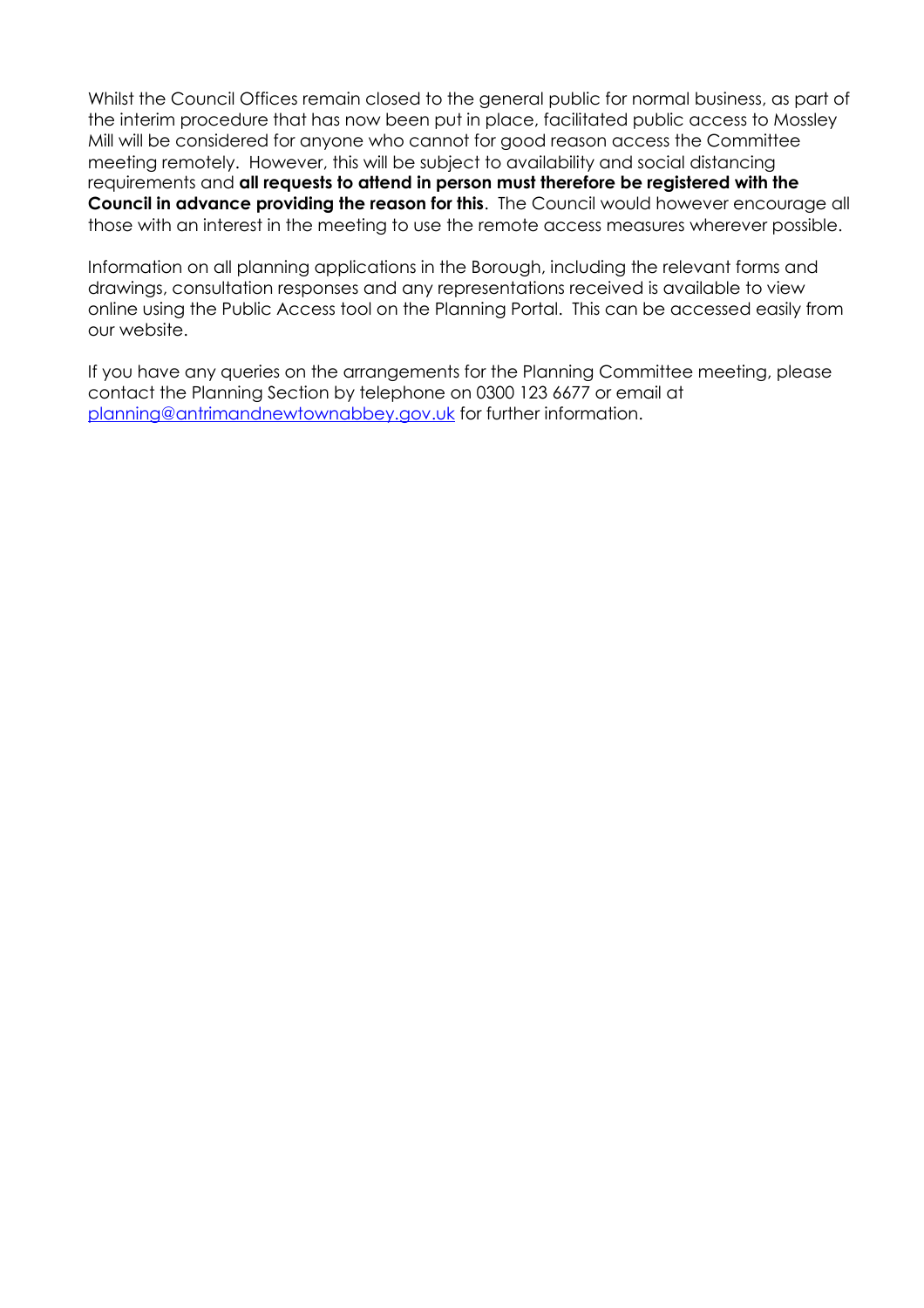Whilst the Council Offices remain closed to the general public for normal business, as part of the interim procedure that has now been put in place, facilitated public access to Mossley Mill will be considered for anyone who cannot for good reason access the Committee meeting remotely. However, this will be subject to availability and social distancing requirements and **all requests to attend in person must therefore be registered with the Council in advance providing the reason for this**. The Council would however encourage all those with an interest in the meeting to use the remote access measures wherever possible.

Information on all planning applications in the Borough, including the relevant forms and drawings, consultation responses and any representations received is available to view online using the Public Access tool on the Planning Portal. This can be accessed easily from our website.

If you have any queries on the arrangements for the Planning Committee meeting, please contact the Planning Section by telephone on 0300 123 6677 or email at [planning@antrimandnewtownabbey.gov.uk](mailto:planning@antrimandnewtownabbey.gov.uk) for further information.